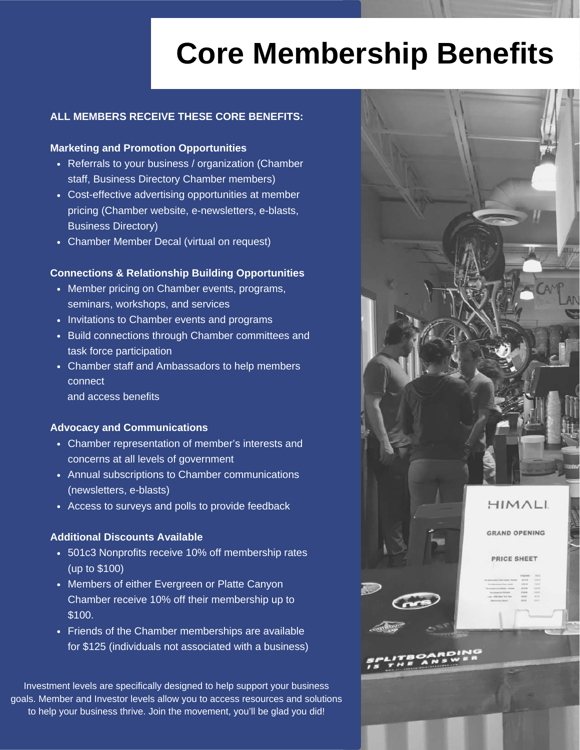# Core Membership Benefits

**ALL MEMBERS RECEIVE THESE CORE BENEFITS:**

**Marketing and Promotion Opportunities**

- Referrals to your business / organization (Chamber staff, Business Directory Chamber members)
- Cost-effective advertising opportunities at member pricing (Chamber website, e-newsletters, e-blasts, Business Directory)
- Chamber Member Decal (virtual on request)

**Connections & Relationship Building Opportunities**

- Member pricing on Chamber events, programs, seminars, workshops, and services
- Invitations to Chamber events and programs
- Build connections through Chamber committees and task force participation
- Chamber staff and Ambassadors to help members connect and access benefits

**Advocacy and Communications**

- Chamber representation of member's interests and concerns at all levels of government
- Annual subscriptions to Chamber communications (newsletters, e-blasts)
- Access to surveys and polls to provide feedback

**Additional Discounts Available**

- 501c3 Nonprofits receive 10% off membership rates (up to $100)
- Members of either Evergreen or Platte Canyon Chamber receive 10% off their membership up to $100.
- Friends of the Chamber memberships are available for $125 (individuals not associated with a business)

Investment levels are specifically designed to help support your business goals. Member and Investor levels allow you to access resources and solutions to help your business thrive. Join the movement, you'll be glad you did!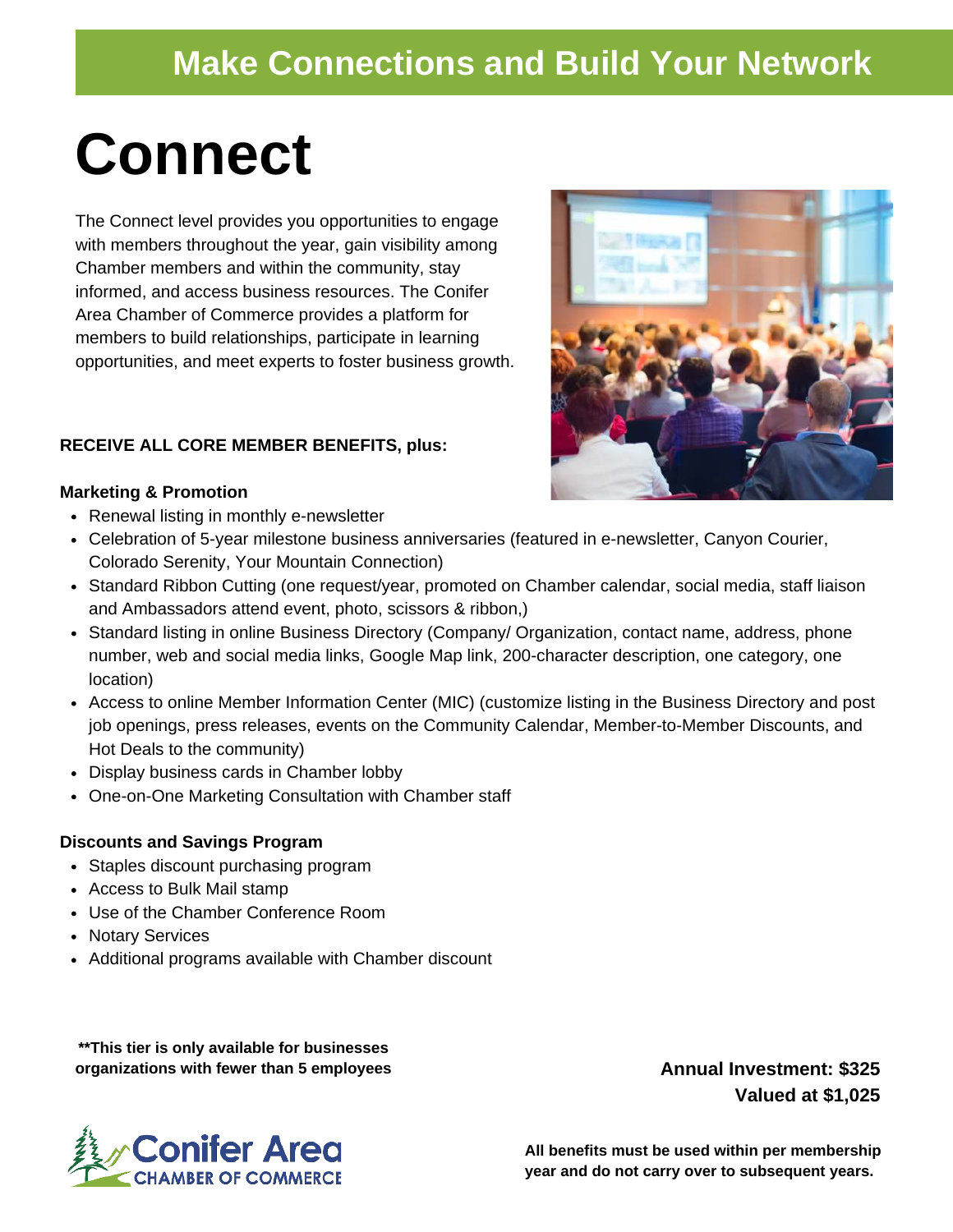## Make Connections and Build Your Network

# Connect

The Connect level provides you opportunities to engage with members throughout the year, gain visibility among Chamber members and within the community, stay informed, and access business resources. The Conifer Area Chamber of Commerce provides a platform for members to build relationships, participate in learning opportunities, and meet experts to foster business growth.

**RECEIVE ALL CORE MEMBER BENEFITS, plus:**

**Marketing & Promotion**

- Renewal listing in monthly e-newsletter
- Celebration of 5-year milestone business anniversaries (featured in e-newsletter, Canyon Courier, Colorado Serenity, Your Mountain Connection)
- Standard Ribbon Cutting (one request/year, promoted on Chamber calendar, social media, staff liaison and Ambassadors attend event, photo, scissors & ribbon,)
- Standard listing in online Business Directory (Company/ Organization, contact name, address, phone number, web and social media links, Google Map link, 200-character description, one category, one location)
- Access to online Member Information Center (MIC) (customize listing in the Business Directory and post job openings, press releases, events on the Community Calendar, Member-to-Member Discounts, and Hot Deals to the community)
- Display business cards in Chamber lobby
- One-on-One Marketing Consultation with Chamber staff

**Discounts and Savings Program**

- Staples discount purchasing program
- Access to Bulk Mail stamp
- Use of the Chamber Conference Room
- Notary Services
- Additional programs available with Chamber discount

**\*\*This tier is only available for businesses organizations with fewer than 5 employees**

**Annual Investment: $325**
**Valued at $1,025**

Conifer Area Chamber of Commerce

**All benefits must be used within per membership year and do not carry over to subsequent years.**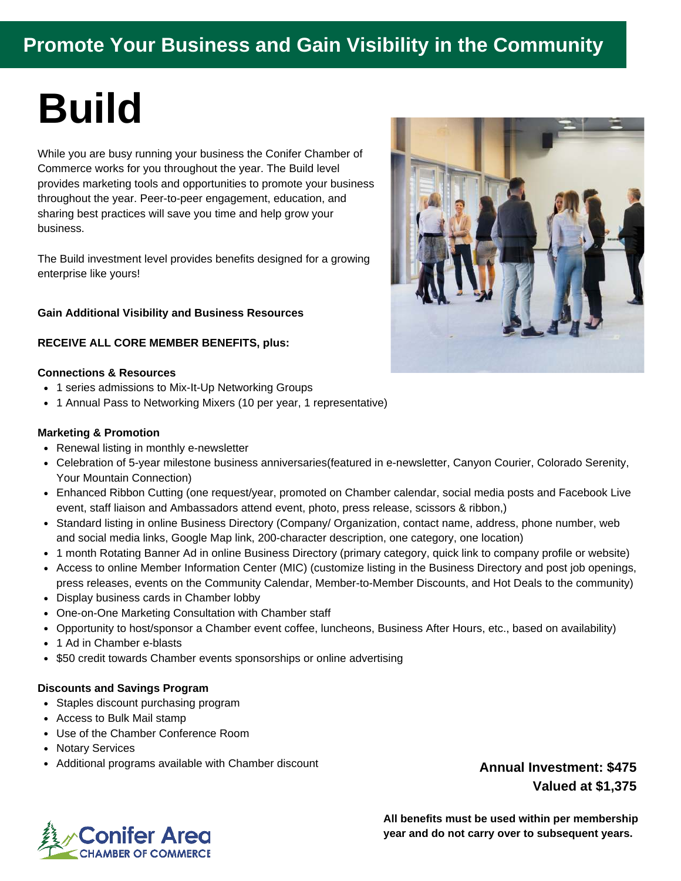## Promote Your Business and Gain Visibility in the Community

# Build

While you are busy running your business the Conifer Chamber of Commerce works for you throughout the year. The Build level provides marketing tools and opportunities to promote your business throughout the year. Peer-to-peer engagement, education, and sharing best practices will save you time and help grow your business.

The Build investment level provides benefits designed for a growing enterprise like yours!

**Gain Additional Visibility and Business Resources**

**RECEIVE ALL CORE MEMBER BENEFITS, plus:**

**Connections & Resources**

- 1 series admissions to Mix-It-Up Networking Groups
- 1 Annual Pass to Networking Mixers (10 per year, 1 representative)

**Marketing & Promotion**

- Renewal listing in monthly e-newsletter
- Celebration of 5-year milestone business anniversaries(featured in e-newsletter, Canyon Courier, Colorado Serenity, Your Mountain Connection)
- Enhanced Ribbon Cutting (one request/year, promoted on Chamber calendar, social media posts and Facebook Live event, staff liaison and Ambassadors attend event, photo, press release, scissors & ribbon,)
- Standard listing in online Business Directory (Company/ Organization, contact name, address, phone number, web and social media links, Google Map link, 200-character description, one category, one location)
- 1 month Rotating Banner Ad in online Business Directory (primary category, quick link to company profile or website)
- Access to online Member Information Center (MIC) (customize listing in the Business Directory and post job openings, press releases, events on the Community Calendar, Member-to-Member Discounts, and Hot Deals to the community)
- Display business cards in Chamber lobby
- One-on-One Marketing Consultation with Chamber staff
- Opportunity to host/sponsor a Chamber event coffee, luncheons, Business After Hours, etc., based on availability)
- 1 Ad in Chamber e-blasts
- $50 credit towards Chamber events sponsorships or online advertising

**Discounts and Savings Program**

- Staples discount purchasing program
- Access to Bulk Mail stamp
- Use of the Chamber Conference Room
- Notary Services
- Additional programs available with Chamber discount

**Annual Investment: $475**
**Valued at $1,375**

**All benefits must be used within per membership year and do not carry over to subsequent years.**

Conifer Area CHAMBER OF COMMERCE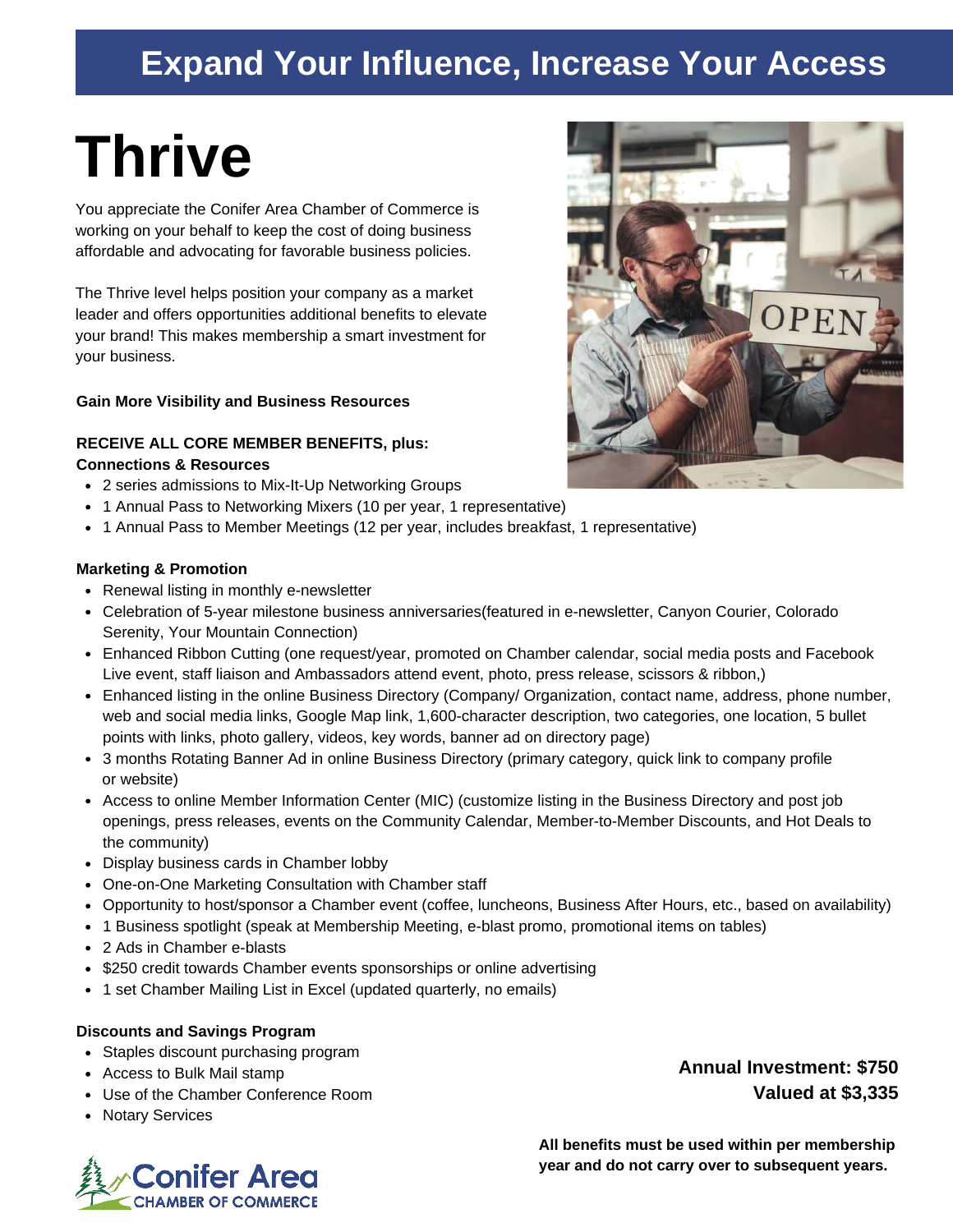# Expand Your Influence, Increase Your Access

# Thrive

You appreciate the Conifer Area Chamber of Commerce is working on your behalf to keep the cost of doing business affordable and advocating for favorable business policies.

The Thrive level helps position your company as a market leader and offers opportunities additional benefits to elevate your brand! This makes membership a smart investment for your business.

**Gain More Visibility and Business Resources**

**RECEIVE ALL CORE MEMBER BENEFITS, plus:**

**Connections & Resources**

- 2 series admissions to Mix-It-Up Networking Groups
- 1 Annual Pass to Networking Mixers (10 per year, 1 representative)
- 1 Annual Pass to Member Meetings (12 per year, includes breakfast, 1 representative)

**Marketing & Promotion**

- Renewal listing in monthly e-newsletter
- Celebration of 5-year milestone business anniversaries(featured in e-newsletter, Canyon Courier, Colorado Serenity, Your Mountain Connection)
- Enhanced Ribbon Cutting (one request/year, promoted on Chamber calendar, social media posts and Facebook Live event, staff liaison and Ambassadors attend event, photo, press release, scissors & ribbon,)
- Enhanced listing in the online Business Directory (Company/ Organization, contact name, address, phone number, web and social media links, Google Map link, 1,600-character description, two categories, one location, 5 bullet points with links, photo gallery, videos, key words, banner ad on directory page)
- 3 months Rotating Banner Ad in online Business Directory (primary category, quick link to company profile or website)
- Access to online Member Information Center (MIC) (customize listing in the Business Directory and post job openings, press releases, events on the Community Calendar, Member-to-Member Discounts, and Hot Deals to the community)
- Display business cards in Chamber lobby
- One-on-One Marketing Consultation with Chamber staff
- Opportunity to host/sponsor a Chamber event (coffee, luncheons, Business After Hours, etc., based on availability)
- 1 Business spotlight (speak at Membership Meeting, e-blast promo, promotional items on tables)
- 2 Ads in Chamber e-blasts
- $250 credit towards Chamber events sponsorships or online advertising
- 1 set Chamber Mailing List in Excel (updated quarterly, no emails)

**Discounts and Savings Program**

- Staples discount purchasing program
- Access to Bulk Mail stamp
- Use of the Chamber Conference Room
- Notary Services

**Annual Investment: $750**
**Valued at $3,335**

**All benefits must be used within per membership year and do not carry over to subsequent years.**

Conifer Area CHAMBER OF COMMERCE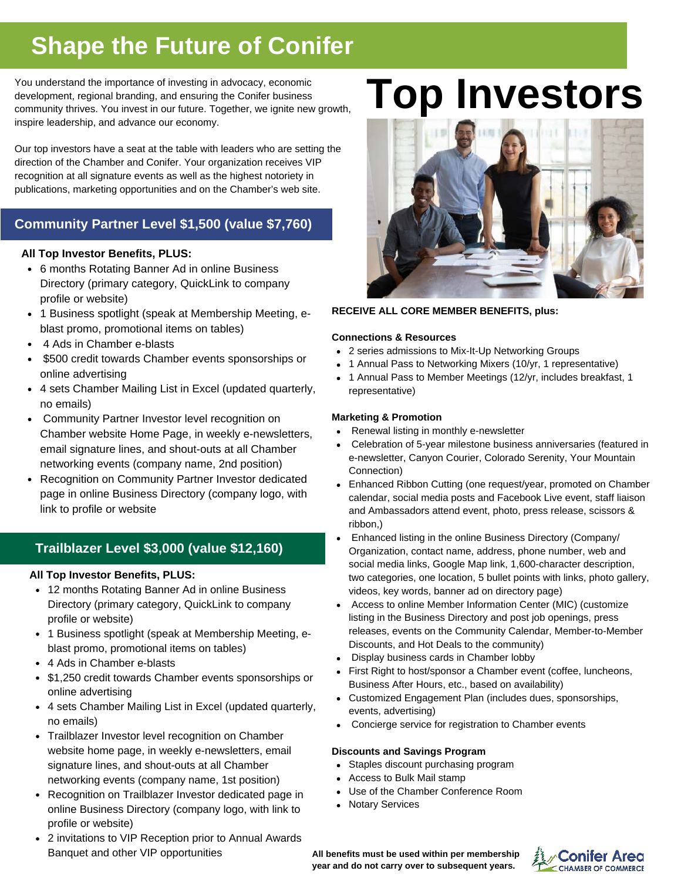# Shape the Future of Conifer

You understand the importance of investing in advocacy, economic development, regional branding, and ensuring the Conifer business community thrives. You invest in our future. Together, we ignite new growth, inspire leadership, and advance our economy.

Our top investors have a seat at the table with leaders who are setting the direction of the Chamber and Conifer. Your organization receives VIP recognition at all signature events as well as the highest notoriety in publications, marketing opportunities and on the Chamber's web site.

## Community Partner Level $1,500 (value $7,760)

**All Top Investor Benefits, PLUS:**

- 6 months Rotating Banner Ad in online Business Directory (primary category, QuickLink to company profile or website)
- 1 Business spotlight (speak at Membership Meeting, e-blast promo, promotional items on tables)
- 4 Ads in Chamber e-blasts
- $500 credit towards Chamber events sponsorships or online advertising
- 4 sets Chamber Mailing List in Excel (updated quarterly, no emails)
- Community Partner Investor level recognition on Chamber website Home Page, in weekly e-newsletters, email signature lines, and shout-outs at all Chamber networking events (company name, 2nd position)
- Recognition on Community Partner Investor dedicated page in online Business Directory (company logo, with link to profile or website

## Trailblazer Level $3,000 (value $12,160)

**All Top Investor Benefits, PLUS:**

- 12 months Rotating Banner Ad in online Business Directory (primary category, QuickLink to company profile or website)
- 1 Business spotlight (speak at Membership Meeting, e-blast promo, promotional items on tables)
- 4 Ads in Chamber e-blasts
- $1,250 credit towards Chamber events sponsorships or online advertising
- 4 sets Chamber Mailing List in Excel (updated quarterly, no emails)
- Trailblazer Investor level recognition on Chamber website home page, in weekly e-newsletters, email signature lines, and shout-outs at all Chamber networking events (company name, 1st position)
- Recognition on Trailblazer Investor dedicated page in online Business Directory (company logo, with link to profile or website)
- 2 invitations to VIP Reception prior to Annual Awards Banquet and other VIP opportunities

# Top Investors

**RECEIVE ALL CORE MEMBER BENEFITS, plus:**

**Connections & Resources**

- 2 series admissions to Mix-It-Up Networking Groups
- 1 Annual Pass to Networking Mixers (10/yr, 1 representative)
- 1 Annual Pass to Member Meetings (12/yr, includes breakfast, 1 representative)

**Marketing & Promotion**

- Renewal listing in monthly e-newsletter
- Celebration of 5-year milestone business anniversaries (featured in e-newsletter, Canyon Courier, Colorado Serenity, Your Mountain Connection)
- Enhanced Ribbon Cutting (one request/year, promoted on Chamber calendar, social media posts and Facebook Live event, staff liaison and Ambassadors attend event, photo, press release, scissors & ribbon,)
- Enhanced listing in the online Business Directory (Company/ Organization, contact name, address, phone number, web and social media links, Google Map link, 1,600-character description, two categories, one location, 5 bullet points with links, photo gallery, videos, key words, banner ad on directory page)
- Access to online Member Information Center (MIC) (customize listing in the Business Directory and post job openings, press releases, events on the Community Calendar, Member-to-Member Discounts, and Hot Deals to the community)
- Display business cards in Chamber lobby
- First Right to host/sponsor a Chamber event (coffee, luncheons, Business After Hours, etc., based on availability)
- Customized Engagement Plan (includes dues, sponsorships, events, advertising)
- Concierge service for registration to Chamber events

**Discounts and Savings Program**

- Staples discount purchasing program
- Access to Bulk Mail stamp
- Use of the Chamber Conference Room
- Notary Services

**All benefits must be used within per membership year and do not carry over to subsequent years.**

Conifer Area CHAMBER OF COMMERCE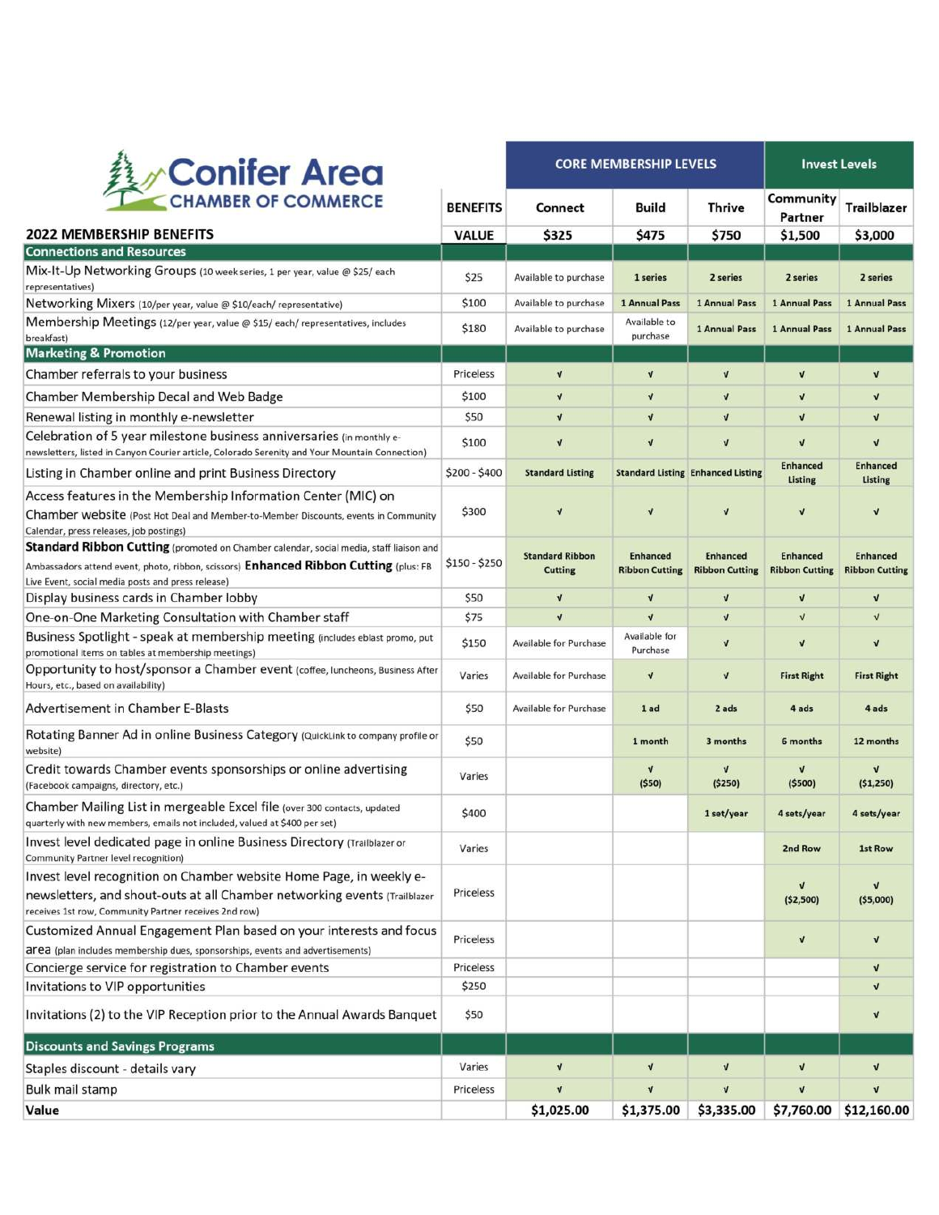# Conifer Area Chamber of Commerce

## 2022 MEMBERSHIP BENEFITS

| | BENEFITS | CORE MEMBERSHIP LEVELS | | | Invest Levels | |
|---|---|---|---|---|---|---|
| | | Connect | Build | Thrive | Community Partner | Trailblazer |
| **2022 MEMBERSHIP BENEFITS** | **VALUE** | **$325** | **$475** | **$750** | **$1,500** | **$3,000** |
| **Connections and Resources** | | | | | | |
| Mix-It-Up Networking Groups (10 week series, 1 per year, value @ $25/ each representatives) | $25 | Available to purchase | 1 series | 2 series | 2 series | 2 series |
| Networking Mixers (10/per year, value @ $10/each/ representative) | $100 | Available to purchase | 1 Annual Pass | 1 Annual Pass | 1 Annual Pass | 1 Annual Pass |
| Membership Meetings (12/per year, value @ $15/ each/ representatives, includes breakfast) | $180 | Available to purchase | Available to purchase | 1 Annual Pass | 1 Annual Pass | 1 Annual Pass |
| **Marketing & Promotion** | | | | | | |
| Chamber referrals to your business | Priceless | √ | √ | √ | √ | √ |
| Chamber Membership Decal and Web Badge | $100 | √ | √ | √ | √ | √ |
| Renewal listing in monthly e-newsletter | $50 | √ | √ | √ | √ | √ |
| Celebration of 5 year milestone business anniversaries (in monthly e-newsletters, listed in Canyon Courier article, Colorado Serenity and Your Mountain Connection) | $100 | √ | √ | √ | √ | √ |
| Listing in Chamber online and print Business Directory | $200 - $400 | Standard Listing | Standard Listing | Enhanced Listing | Enhanced Listing | Enhanced Listing |
| Access features in the Membership Information Center (MIC) on Chamber website (Post Hot Deal and Member-to-Member Discounts, events in Community Calendar, press releases, job postings) | $300 | √ | √ | √ | √ | √ |
| **Standard Ribbon Cutting** (promoted on Chamber calendar, social media, staff liaison and Ambassadors attend event, photo, ribbon, scissors) **Enhanced Ribbon Cutting** (plus: FB Live Event, social media posts and press release) | $150 - $250 | Standard Ribbon Cutting | Enhanced Ribbon Cutting | Enhanced Ribbon Cutting | Enhanced Ribbon Cutting | Enhanced Ribbon Cutting |
| Display business cards in Chamber lobby | $50 | √ | √ | √ | √ | √ |
| One-on-One Marketing Consultation with Chamber staff | $75 | √ | √ | √ | √ | √ |
| Business Spotlight - speak at membership meeting (includes eblast promo, put promotional items on tables at membership meetings) | $150 | Available for Purchase | Available for Purchase | √ | √ | √ |
| Opportunity to host/sponsor a Chamber event (coffee, luncheons, Business After Hours, etc., based on availability) | Varies | Available for Purchase | √ | √ | First Right | First Right |
| Advertisement in Chamber E-Blasts | $50 | Available for Purchase | 1 ad | 2 ads | 4 ads | 4 ads |
| Rotating Banner Ad in online Business Category (QuickLink to company profile or website) | $50 | | 1 month | 3 months | 6 months | 12 months |
| Credit towards Chamber events sponsorships or online advertising (Facebook campaigns, directory, etc.) | Varies | | √ ($50) | √ ($250) | √ ($500) | √ ($1,250) |
| Chamber Mailing List in mergeable Excel file (over 300 contacts, updated quarterly with new members, emails not included, valued at $400 per set) | $400 | | | 1 set/year | 4 sets/year | 4 sets/year |
| Invest level dedicated page in online Business Directory (Trailblazer or Community Partner level recognition) | Varies | | | | 2nd Row | 1st Row |
| Invest level recognition on Chamber website Home Page, in weekly e-newsletters, and shout-outs at all Chamber networking events (Trailblazer receives 1st row, Community Partner receives 2nd row) | Priceless | | | | √ ($2,500) | √ ($5,000) |
| Customized Annual Engagement Plan based on your interests and focus area (plan includes membership dues, sponsorships, events and advertisements) | Priceless | | | | √ | √ |
| Concierge service for registration to Chamber events | Priceless | | | | | √ |
| Invitations to VIP opportunities | $250 | | | | | √ |
| Invitations (2) to the VIP Reception prior to the Annual Awards Banquet | $50 | | | | | √ |
| **Discounts and Savings Programs** | | | | | | |
| Staples discount - details vary | Varies | √ | √ | √ | √ | √ |
| Bulk mail stamp | Priceless | √ | √ | √ | √ | √ |
| **Value** | | **$1,025.00** | **$1,375.00** | **$3,335.00** | **$7,760.00** | **$12,160.00** |